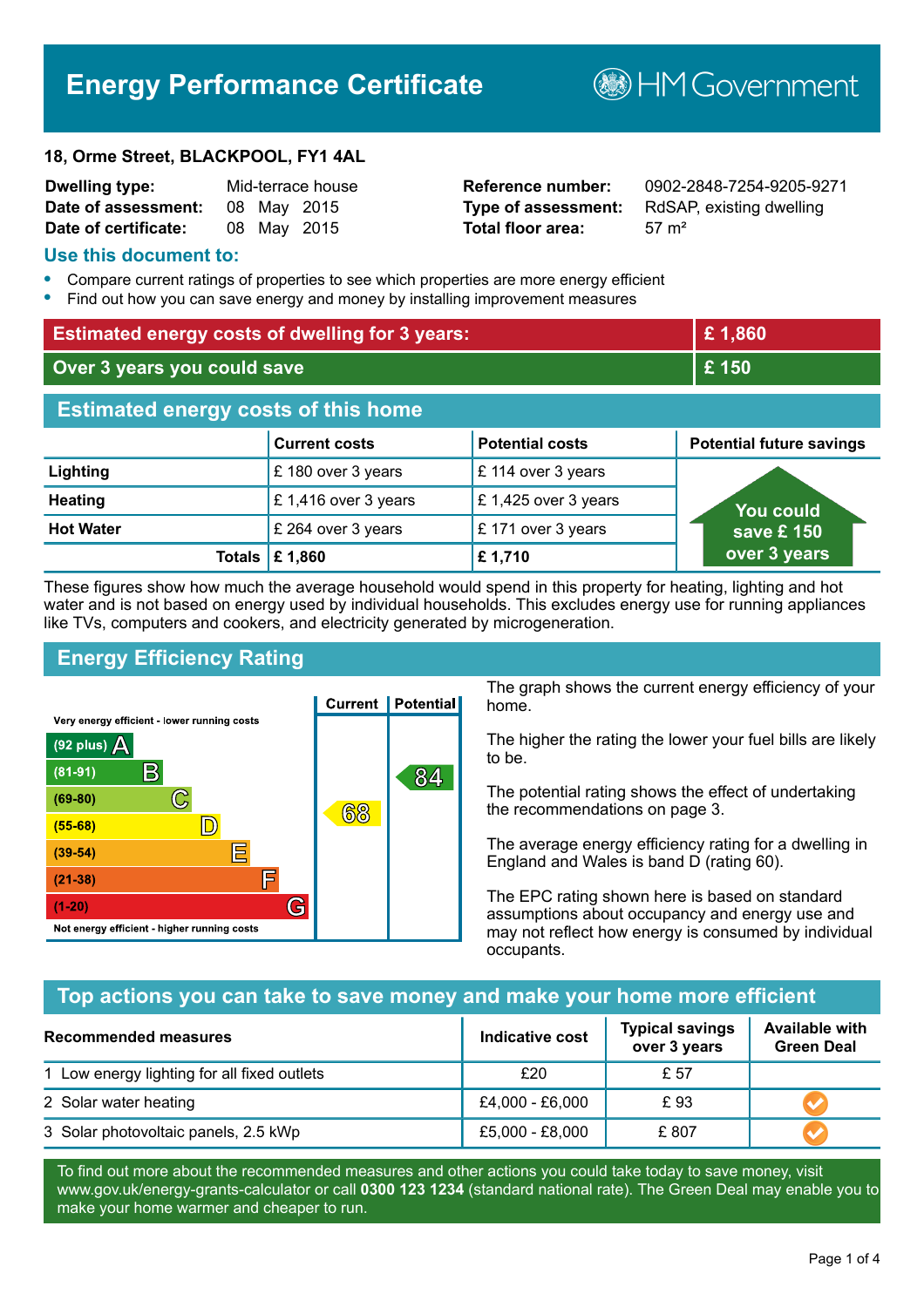# Energy Performance Certificate

HM Government

**18, Orme Street, BLACKPOOL, FY1 4AL**

| | | | |
|---|---|---|---|
| **Dwelling type:** | Mid-terrace house | **Reference number:** | 0902-2848-7254-9205-9271 |
| **Date of assessment:** | 08 May 2015 | **Type of assessment:** | RdSAP, existing dwelling |
| **Date of certificate:** | 08 May 2015 | **Total floor area:** | 57 m² |

## Use this document to:

- Compare current ratings of properties to see which properties are more energy efficient
- Find out how you can save energy and money by installing improvement measures

| | |
|---|---|
| **Estimated energy costs of dwelling for 3 years:** | **£ 1,860** |
| **Over 3 years you could save** | **£ 150** |

## Estimated energy costs of this home

| | Current costs | Potential costs | Potential future savings |
|---|---|---|---|
| **Lighting** | £ 180 over 3 years | £ 114 over 3 years | You could save £ 150 over 3 years |
| **Heating** | £ 1,416 over 3 years | £ 1,425 over 3 years | |
| **Hot Water** | £ 264 over 3 years | £ 171 over 3 years | |
| **Totals** | **£ 1,860** | **£ 1,710** | |

These figures show how much the average household would spend in this property for heating, lighting and hot water and is not based on energy used by individual households. This excludes energy use for running appliances like TVs, computers and cookers, and electricity generated by microgeneration.

## Energy Efficiency Rating

| Rating band | Current | Potential |
|---|---|---|
| Very energy efficient - lower running costs | | |
| (92 plus) A | | |
| (81-91) B | | 84 |
| (69-80) C | | |
| (55-68) D | 68 | |
| (39-54) E | | |
| (21-38) F | | |
| (1-20) G | | |
| Not energy efficient - higher running costs | | |

The graph shows the current energy efficiency of your home.

The higher the rating the lower your fuel bills are likely to be.

The potential rating shows the effect of undertaking the recommendations on page 3.

The average energy efficiency rating for a dwelling in England and Wales is band D (rating 60).

The EPC rating shown here is based on standard assumptions about occupancy and energy use and may not reflect how energy is consumed by individual occupants.

## Top actions you can take to save money and make your home more efficient

| Recommended measures | Indicative cost | Typical savings over 3 years | Available with Green Deal |
|---|---|---|---|
| 1 Low energy lighting for all fixed outlets | £20 | £ 57 | |
| 2 Solar water heating | £4,000 - £6,000 | £ 93 | ✓ |
| 3 Solar photovoltaic panels, 2.5 kWp | £5,000 - £8,000 | £ 807 | ✓ |

To find out more about the recommended measures and other actions you could take today to save money, visit www.gov.uk/energy-grants-calculator or call **0300 123 1234** (standard national rate). The Green Deal may enable you to make your home warmer and cheaper to run.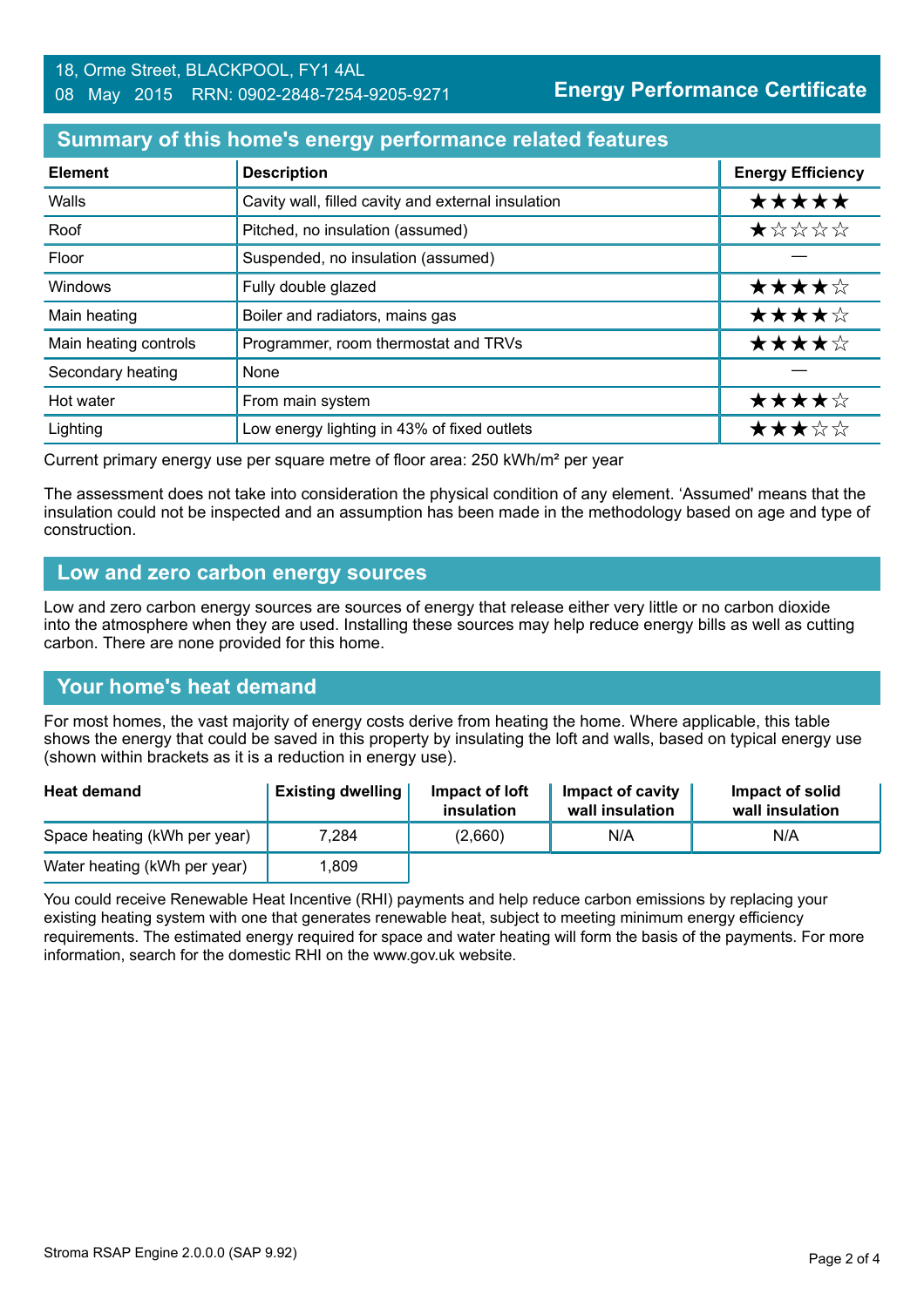18, Orme Street, BLACKPOOL, FY1 4AL
08 May 2015 RRN: 0902-2848-7254-9205-9271

**Energy Performance Certificate**

## Summary of this home's energy performance related features

| Element | Description | Energy Efficiency |
|---|---|---|
| Walls | Cavity wall, filled cavity and external insulation | ★★★★★ |
| Roof | Pitched, no insulation (assumed) | ★☆☆☆☆ |
| Floor | Suspended, no insulation (assumed) | — |
| Windows | Fully double glazed | ★★★★☆ |
| Main heating | Boiler and radiators, mains gas | ★★★★☆ |
| Main heating controls | Programmer, room thermostat and TRVs | ★★★★☆ |
| Secondary heating | None | — |
| Hot water | From main system | ★★★★☆ |
| Lighting | Low energy lighting in 43% of fixed outlets | ★★★☆☆ |

Current primary energy use per square metre of floor area: 250 kWh/m² per year

The assessment does not take into consideration the physical condition of any element. 'Assumed' means that the insulation could not be inspected and an assumption has been made in the methodology based on age and type of construction.

## Low and zero carbon energy sources

Low and zero carbon energy sources are sources of energy that release either very little or no carbon dioxide into the atmosphere when they are used. Installing these sources may help reduce energy bills as well as cutting carbon. There are none provided for this home.

## Your home's heat demand

For most homes, the vast majority of energy costs derive from heating the home. Where applicable, this table shows the energy that could be saved in this property by insulating the loft and walls, based on typical energy use (shown within brackets as it is a reduction in energy use).

| Heat demand | Existing dwelling | Impact of loft insulation | Impact of cavity wall insulation | Impact of solid wall insulation |
|---|---|---|---|---|
| Space heating (kWh per year) | 7,284 | (2,660) | N/A | N/A |
| Water heating (kWh per year) | 1,809 | | | |

You could receive Renewable Heat Incentive (RHI) payments and help reduce carbon emissions by replacing your existing heating system with one that generates renewable heat, subject to meeting minimum energy efficiency requirements. The estimated energy required for space and water heating will form the basis of the payments. For more information, search for the domestic RHI on the www.gov.uk website.

Stroma RSAP Engine 2.0.0.0 (SAP 9.92)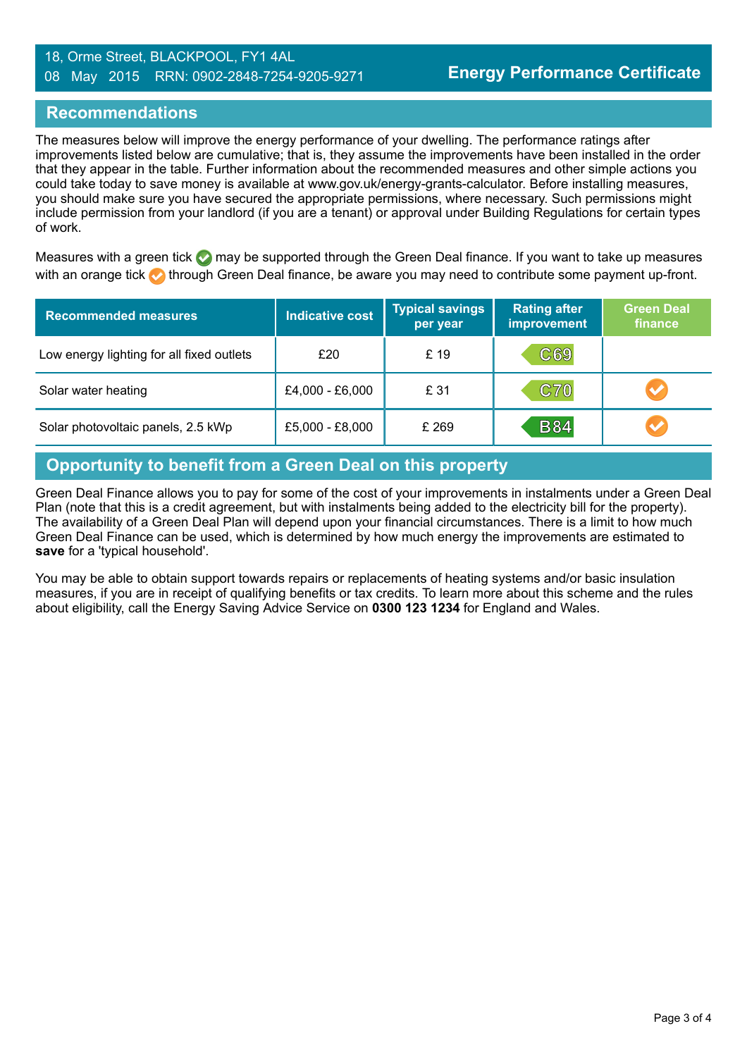## Recommendations

The measures below will improve the energy performance of your dwelling. The performance ratings after improvements listed below are cumulative; that is, they assume the improvements have been installed in the order that they appear in the table. Further information about the recommended measures and other simple actions you could take today to save money is available at www.gov.uk/energy-grants-calculator. Before installing measures, you should make sure you have secured the appropriate permissions, where necessary. Such permissions might include permission from your landlord (if you are a tenant) or approval under Building Regulations for certain types of work.

Measures with a green tick ✔ may be supported through the Green Deal finance. If you want to take up measures with an orange tick ✔ through Green Deal finance, be aware you may need to contribute some payment up-front.

| Recommended measures | Indicative cost | Typical savings per year | Rating after improvement | Green Deal finance |
|---|---|---|---|---|
| Low energy lighting for all fixed outlets | £20 | £ 19 | C69 | |
| Solar water heating | £4,000 - £6,000 | £ 31 | C70 | ✔ (orange) |
| Solar photovoltaic panels, 2.5 kWp | £5,000 - £8,000 | £ 269 | B84 | ✔ (orange) |

## Opportunity to benefit from a Green Deal on this property

Green Deal Finance allows you to pay for some of the cost of your improvements in instalments under a Green Deal Plan (note that this is a credit agreement, but with instalments being added to the electricity bill for the property). The availability of a Green Deal Plan will depend upon your financial circumstances. There is a limit to how much Green Deal Finance can be used, which is determined by how much energy the improvements are estimated to **save** for a 'typical household'.

You may be able to obtain support towards repairs or replacements of heating systems and/or basic insulation measures, if you are in receipt of qualifying benefits or tax credits. To learn more about this scheme and the rules about eligibility, call the Energy Saving Advice Service on **0300 123 1234** for England and Wales.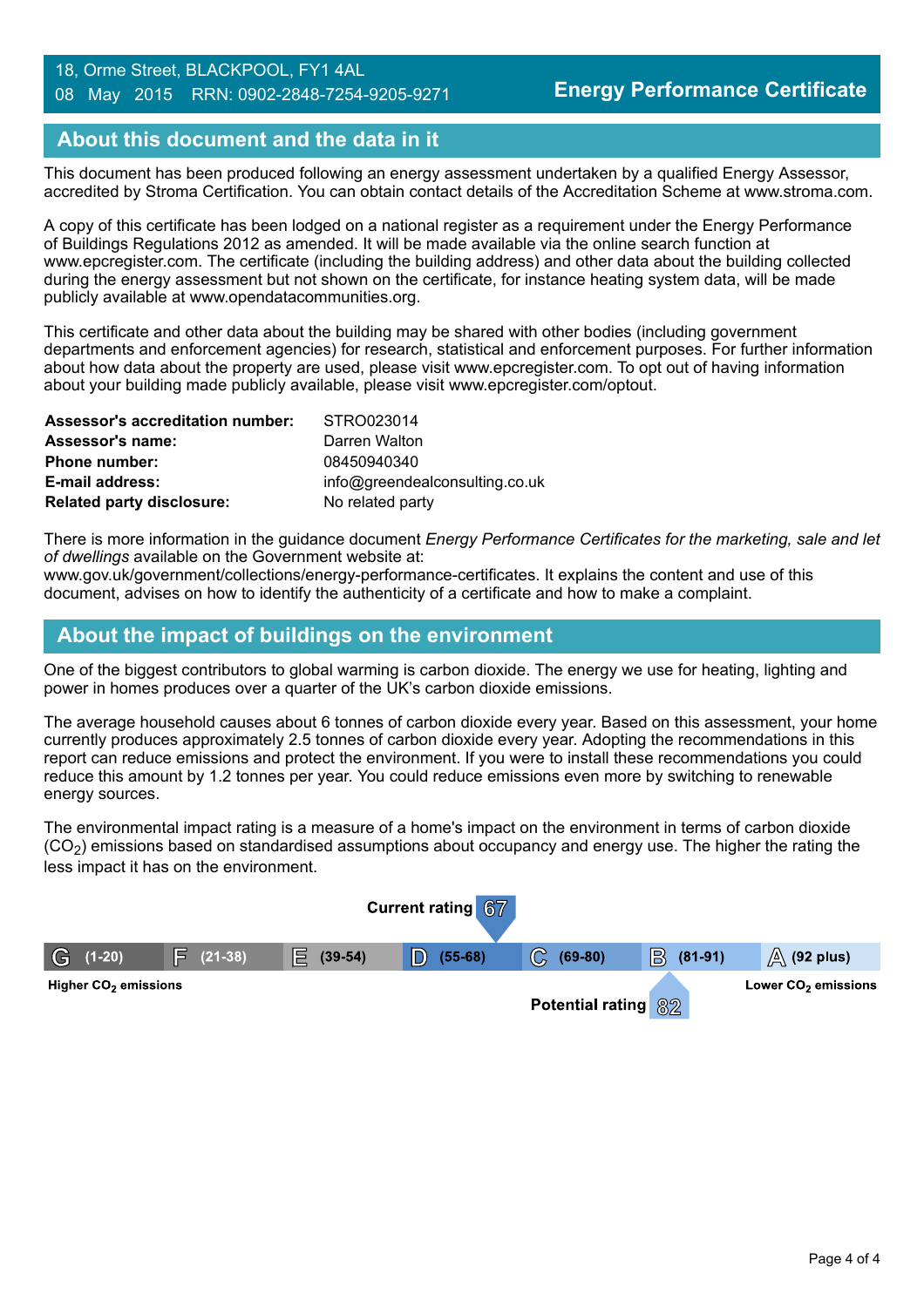18, Orme Street, BLACKPOOL, FY1 4AL
08 May 2015 RRN: 0902-2848-7254-9205-9271

**Energy Performance Certificate**

## About this document and the data in it

This document has been produced following an energy assessment undertaken by a qualified Energy Assessor, accredited by Stroma Certification. You can obtain contact details of the Accreditation Scheme at www.stroma.com.

A copy of this certificate has been lodged on a national register as a requirement under the Energy Performance of Buildings Regulations 2012 as amended. It will be made available via the online search function at www.epcregister.com. The certificate (including the building address) and other data about the building collected during the energy assessment but not shown on the certificate, for instance heating system data, will be made publicly available at www.opendatacommunities.org.

This certificate and other data about the building may be shared with other bodies (including government departments and enforcement agencies) for research, statistical and enforcement purposes. For further information about how data about the property are used, please visit www.epcregister.com. To opt out of having information about your building made publicly available, please visit www.epcregister.com/optout.

| | |
|---|---|
| **Assessor's accreditation number:** | STRO023014 |
| **Assessor's name:** | Darren Walton |
| **Phone number:** | 08450940340 |
| **E-mail address:** | info@greendealconsulting.co.uk |
| **Related party disclosure:** | No related party |

There is more information in the guidance document *Energy Performance Certificates for the marketing, sale and let of dwellings* available on the Government website at: www.gov.uk/government/collections/energy-performance-certificates. It explains the content and use of this document, advises on how to identify the authenticity of a certificate and how to make a complaint.

## About the impact of buildings on the environment

One of the biggest contributors to global warming is carbon dioxide. The energy we use for heating, lighting and power in homes produces over a quarter of the UK's carbon dioxide emissions.

The average household causes about 6 tonnes of carbon dioxide every year. Based on this assessment, your home currently produces approximately 2.5 tonnes of carbon dioxide every year. Adopting the recommendations in this report can reduce emissions and protect the environment. If you were to install these recommendations you could reduce this amount by 1.2 tonnes per year. You could reduce emissions even more by switching to renewable energy sources.

The environmental impact rating is a measure of a home's impact on the environment in terms of carbon dioxide ($CO_2$) emissions based on standardised assumptions about occupancy and energy use. The higher the rating the less impact it has on the environment.

Current rating 67

G (1-20)
F (21-38)
E (39-54)
D (55-68)
C (69-80)
B (81-91)
A (92 plus)

Higher $CO_2$ emissions
Lower $CO_2$ emissions

Potential rating 82